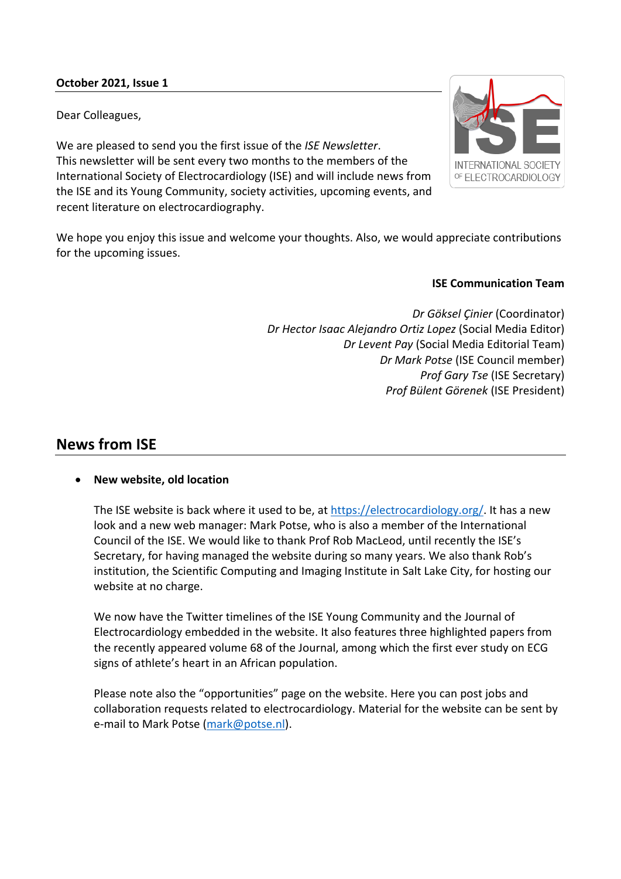**October 2021, Issue 1**

Dear Colleagues,

We are pleased to send you the first issue of the *ISE Newsletter*. This newsletter will be sent every two months to the members of the International Society of Electrocardiology (ISE) and will include news from the ISE and its Young Community, society activities, upcoming events, and recent literature on electrocardiography.

We hope you enjoy this issue and welcome your thoughts. Also, we would appreciate contributions for the upcoming issues.

**ISE Communication Team**

*Dr Göksel Çinier* (Coordinator)
*Dr Hector Isaac Alejandro Ortiz Lopez* (Social Media Editor)
*Dr Levent Pay* (Social Media Editorial Team)
*Dr Mark Potse* (ISE Council member)
*Prof Gary Tse* (ISE Secretary)
*Prof Bülent Görenek* (ISE President)

## News from ISE

- **New website, old location**

  The ISE website is back where it used to be, at https://electrocardiology.org/. It has a new look and a new web manager: Mark Potse, who is also a member of the International Council of the ISE. We would like to thank Prof Rob MacLeod, until recently the ISE's Secretary, for having managed the website during so many years. We also thank Rob's institution, the Scientific Computing and Imaging Institute in Salt Lake City, for hosting our website at no charge.

  We now have the Twitter timelines of the ISE Young Community and the Journal of Electrocardiology embedded in the website. It also features three highlighted papers from the recently appeared volume 68 of the Journal, among which the first ever study on ECG signs of athlete's heart in an African population.

  Please note also the "opportunities" page on the website. Here you can post jobs and collaboration requests related to electrocardiology. Material for the website can be sent by e-mail to Mark Potse (mark@potse.nl).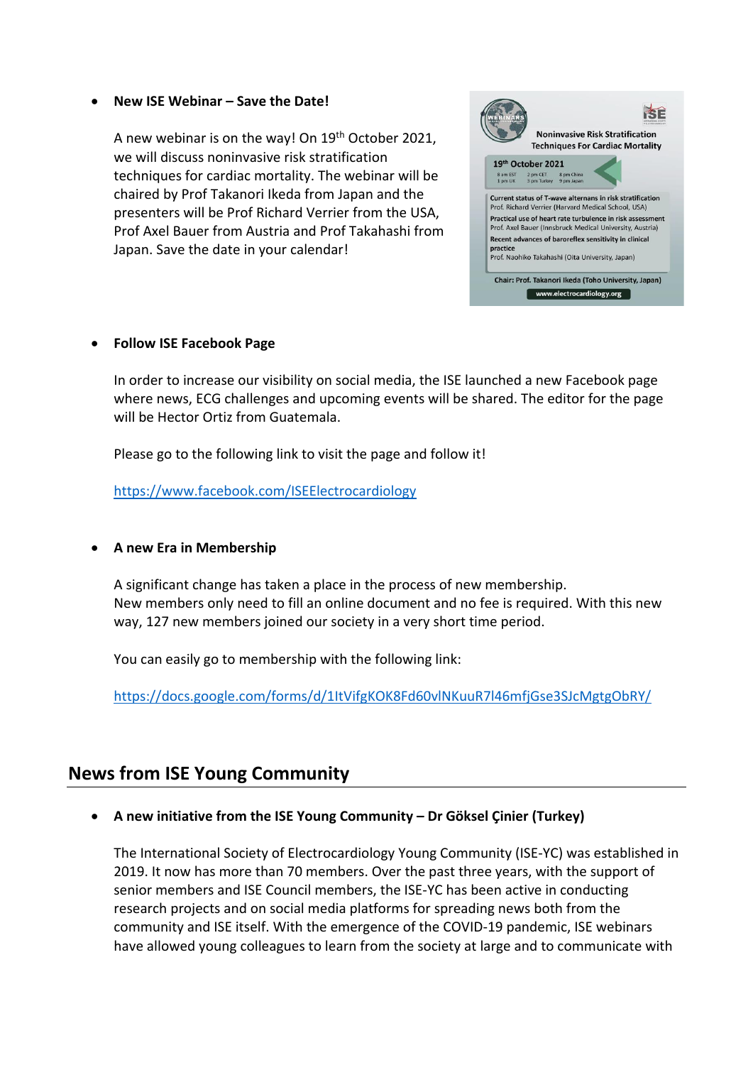- **New ISE Webinar – Save the Date!**

  A new webinar is on the way! On 19th October 2021, we will discuss noninvasive risk stratification techniques for cardiac mortality. The webinar will be chaired by Prof Takanori Ikeda from Japan and the presenters will be Prof Richard Verrier from the USA, Prof Axel Bauer from Austria and Prof Takahashi from Japan. Save the date in your calendar!

- **Follow ISE Facebook Page**

  In order to increase our visibility on social media, the ISE launched a new Facebook page where news, ECG challenges and upcoming events will be shared. The editor for the page will be Hector Ortiz from Guatemala.

  Please go to the following link to visit the page and follow it!

  https://www.facebook.com/ISEElectrocardiology

- **A new Era in Membership**

  A significant change has taken a place in the process of new membership.
  New members only need to fill an online document and no fee is required. With this new way, 127 new members joined our society in a very short time period.

  You can easily go to membership with the following link:

  https://docs.google.com/forms/d/1ItVifgKOK8Fd60vlNKuuR7l46mfjGse3SJcMgtgObRY/

## News from ISE Young Community

- **A new initiative from the ISE Young Community – Dr Göksel Çinier (Turkey)**

  The International Society of Electrocardiology Young Community (ISE-YC) was established in 2019. It now has more than 70 members. Over the past three years, with the support of senior members and ISE Council members, the ISE-YC has been active in conducting research projects and on social media platforms for spreading news both from the community and ISE itself. With the emergence of the COVID-19 pandemic, ISE webinars have allowed young colleagues to learn from the society at large and to communicate with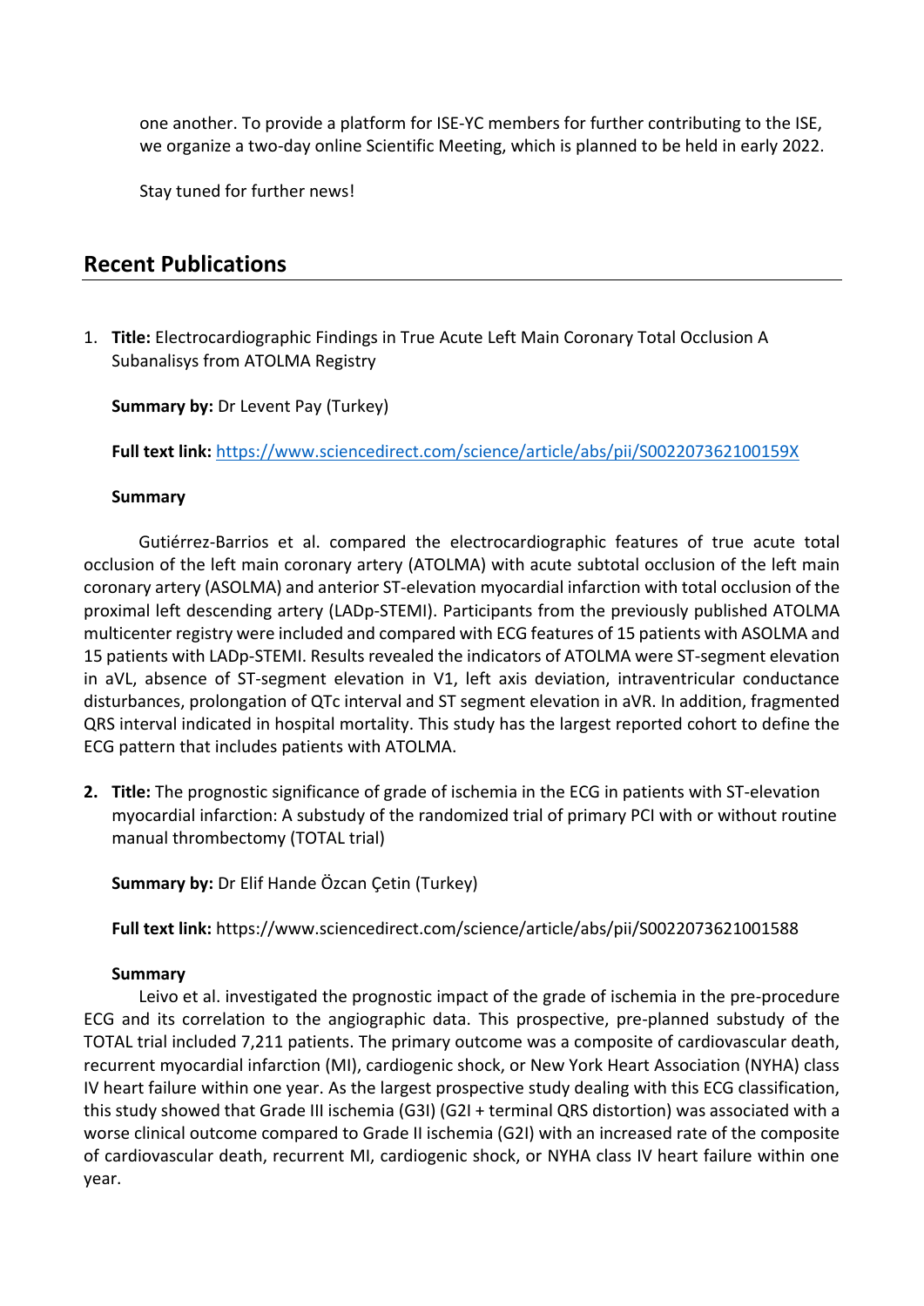one another. To provide a platform for ISE-YC members for further contributing to the ISE, we organize a two-day online Scientific Meeting, which is planned to be held in early 2022.

Stay tuned for further news!

## Recent Publications

1. **Title:** Electrocardiographic Findings in True Acute Left Main Coronary Total Occlusion A Subanalisys from ATOLMA Registry

   **Summary by:** Dr Levent Pay (Turkey)

   **Full text link:** [https://www.sciencedirect.com/science/article/abs/pii/S002207362100159X](https://www.sciencedirect.com/science/article/abs/pii/S002207362100159X)

   **Summary**

   Gutiérrez-Barrios et al. compared the electrocardiographic features of true acute total occlusion of the left main coronary artery (ATOLMA) with acute subtotal occlusion of the left main coronary artery (ASOLMA) and anterior ST-elevation myocardial infarction with total occlusion of the proximal left descending artery (LADp-STEMI). Participants from the previously published ATOLMA multicenter registry were included and compared with ECG features of 15 patients with ASOLMA and 15 patients with LADp-STEMI. Results revealed the indicators of ATOLMA were ST-segment elevation in aVL, absence of ST-segment elevation in V1, left axis deviation, intraventricular conductance disturbances, prolongation of QTc interval and ST segment elevation in aVR. In addition, fragmented QRS interval indicated in hospital mortality. This study has the largest reported cohort to define the ECG pattern that includes patients with ATOLMA.

2. **Title:** The prognostic significance of grade of ischemia in the ECG in patients with ST-elevation myocardial infarction: A substudy of the randomized trial of primary PCI with or without routine manual thrombectomy (TOTAL trial)

   **Summary by:** Dr Elif Hande Özcan Çetin (Turkey)

   **Full text link:** https://www.sciencedirect.com/science/article/abs/pii/S0022073621001588

   **Summary**

   Leivo et al. investigated the prognostic impact of the grade of ischemia in the pre-procedure ECG and its correlation to the angiographic data. This prospective, pre-planned substudy of the TOTAL trial included 7,211 patients. The primary outcome was a composite of cardiovascular death, recurrent myocardial infarction (MI), cardiogenic shock, or New York Heart Association (NYHA) class IV heart failure within one year. As the largest prospective study dealing with this ECG classification, this study showed that Grade III ischemia (G3I) (G2I + terminal QRS distortion) was associated with a worse clinical outcome compared to Grade II ischemia (G2I) with an increased rate of the composite of cardiovascular death, recurrent MI, cardiogenic shock, or NYHA class IV heart failure within one year.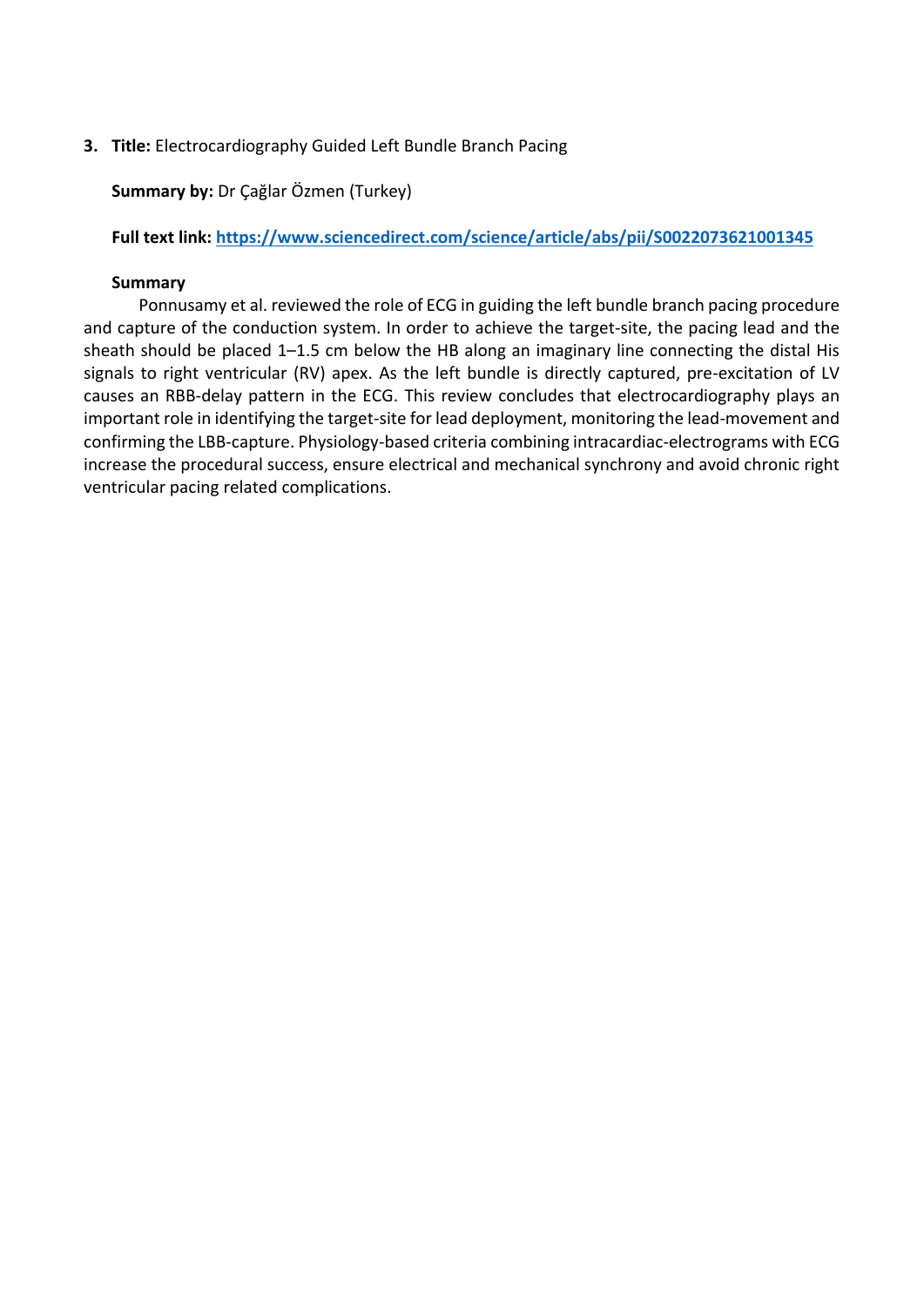3. **Title:** Electrocardiography Guided Left Bundle Branch Pacing

   **Summary by:** Dr Çağlar Özmen (Turkey)

   **Full text link:** [https://www.sciencedirect.com/science/article/abs/pii/S0022073621001345](https://www.sciencedirect.com/science/article/abs/pii/S0022073621001345)

   **Summary**

Ponnusamy et al. reviewed the role of ECG in guiding the left bundle branch pacing procedure and capture of the conduction system. In order to achieve the target-site, the pacing lead and the sheath should be placed 1–1.5 cm below the HB along an imaginary line connecting the distal His signals to right ventricular (RV) apex. As the left bundle is directly captured, pre-excitation of LV causes an RBB-delay pattern in the ECG. This review concludes that electrocardiography plays an important role in identifying the target-site for lead deployment, monitoring the lead-movement and confirming the LBB-capture. Physiology-based criteria combining intracardiac-electrograms with ECG increase the procedural success, ensure electrical and mechanical synchrony and avoid chronic right ventricular pacing related complications.